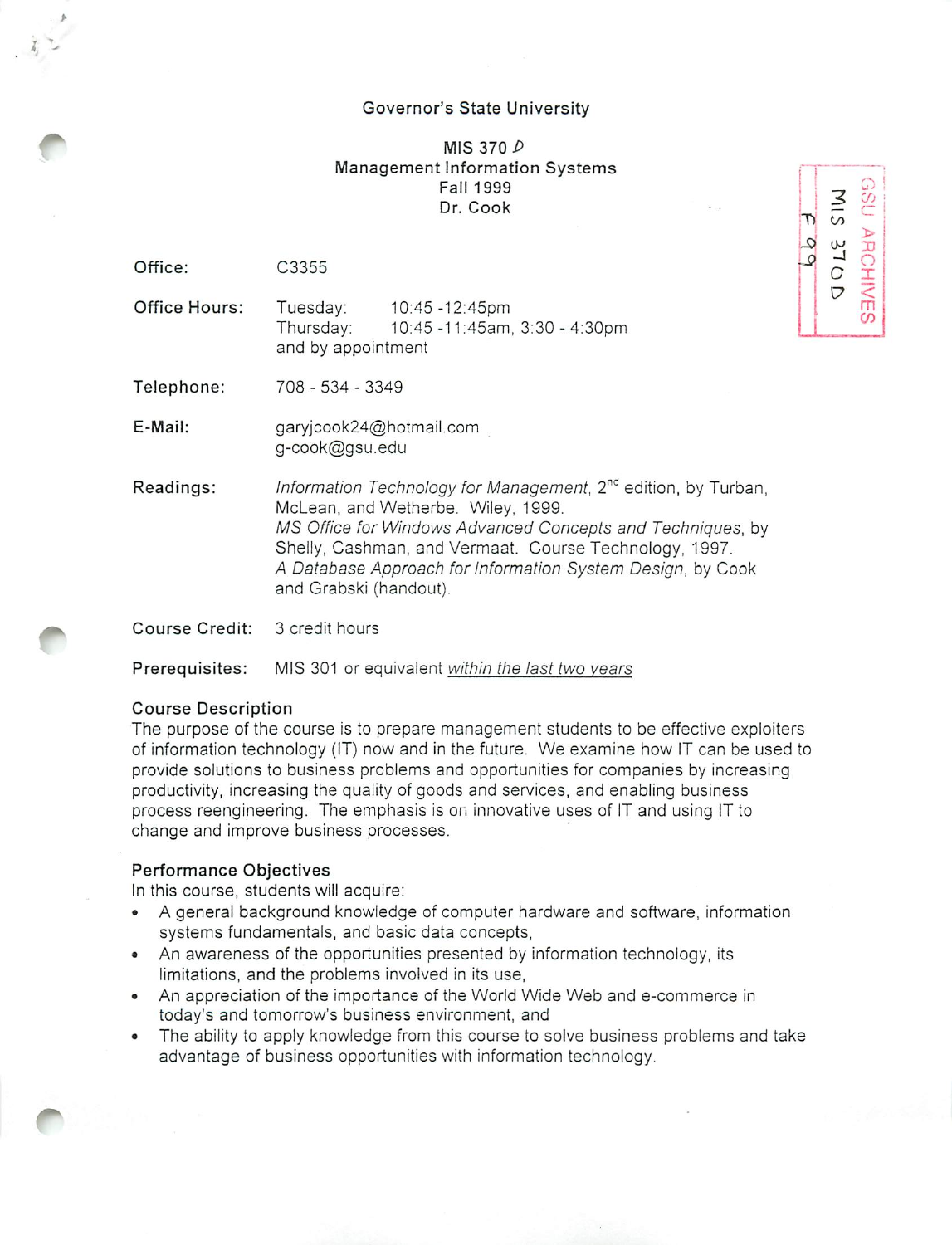Governor's State University

MIS 370 D
Management Information Systems
Fall 1999
Dr. Cook

GSU ARCHIVES
MIS 370 D
F 99

| | |
|---|---|
| **Office:** | C3355 |
| **Office Hours:** | Tuesday: 10:45 -12:45pm<br>Thursday: 10:45 -11:45am, 3:30 - 4:30pm<br>and by appointment |
| **Telephone:** | 708 - 534 - 3349 |
| **E-Mail:** | garyjcook24@hotmail.com<br>g-cook@gsu.edu |
| **Readings:** | *Information Technology for Management*, 2nd edition, by Turban, McLean, and Wetherbe. Wiley, 1999.<br>*MS Office for Windows Advanced Concepts and Techniques*, by Shelly, Cashman, and Vermaat. Course Technology, 1997.<br>*A Database Approach for Information System Design*, by Cook and Grabski (handout). |
| **Course Credit:** | 3 credit hours |
| **Prerequisites:** | MIS 301 or equivalent <u>within the last two years</u> |

## Course Description

The purpose of the course is to prepare management students to be effective exploiters of information technology (IT) now and in the future. We examine how IT can be used to provide solutions to business problems and opportunities for companies by increasing productivity, increasing the quality of goods and services, and enabling business process reengineering. The emphasis is on innovative uses of IT and using IT to change and improve business processes.

## Performance Objectives

In this course, students will acquire:

- A general background knowledge of computer hardware and software, information systems fundamentals, and basic data concepts,
- An awareness of the opportunities presented by information technology, its limitations, and the problems involved in its use,
- An appreciation of the importance of the World Wide Web and e-commerce in today's and tomorrow's business environment, and
- The ability to apply knowledge from this course to solve business problems and take advantage of business opportunities with information technology.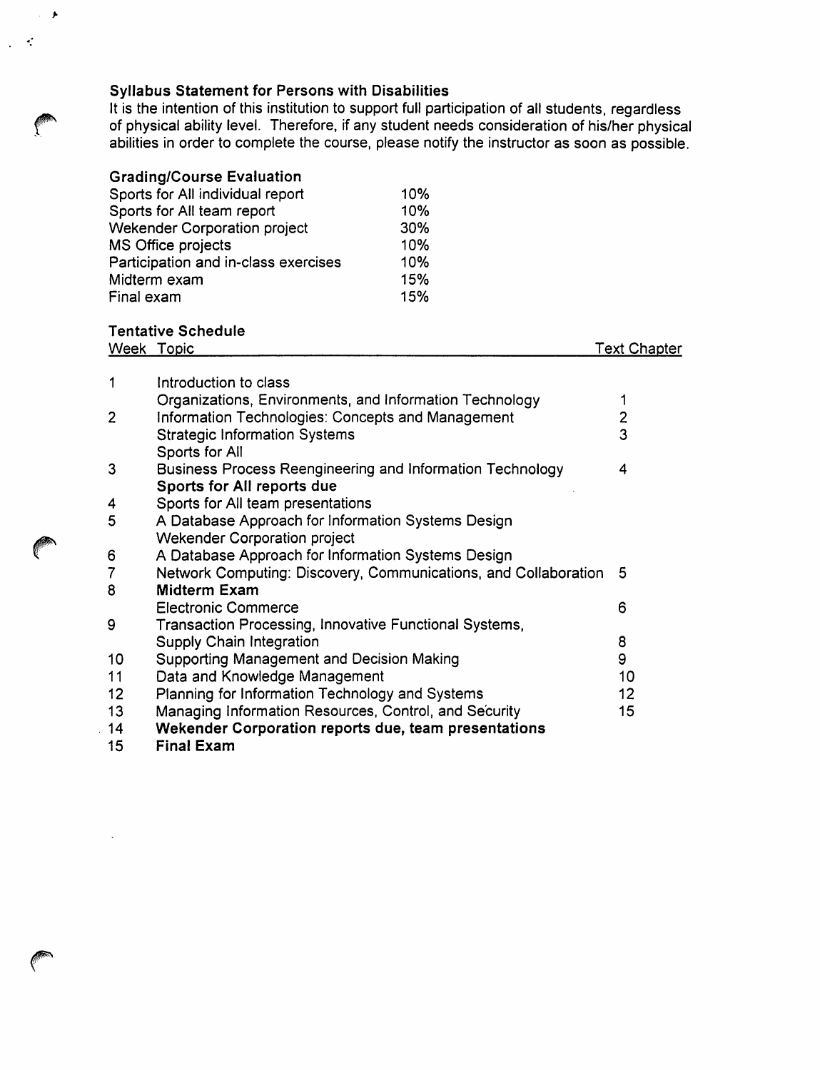### Syllabus Statement for Persons with Disabilities

It is the intention of this institution to support full participation of all students, regardless of physical ability level. Therefore, if any student needs consideration of his/her physical abilities in order to complete the course, please notify the instructor as soon as possible.

### Grading/Course Evaluation

| | |
|---|---|
| Sports for All individual report | 10% |
| Sports for All team report | 10% |
| Wekender Corporation project | 30% |
| MS Office projects | 10% |
| Participation and in-class exercises | 10% |
| Midterm exam | 15% |
| Final exam | 15% |

### Tentative Schedule

| Week | Topic | Text Chapter |
|---|---|---|
| 1 | Introduction to class | |
| | Organizations, Environments, and Information Technology | 1 |
| 2 | Information Technologies: Concepts and Management | 2 |
| | Strategic Information Systems | 3 |
| | Sports for All | |
| 3 | Business Process Reengineering and Information Technology | 4 |
| | **Sports for All reports due** | |
| 4 | Sports for All team presentations | |
| 5 | A Database Approach for Information Systems Design | |
| | Wekender Corporation project | |
| 6 | A Database Approach for Information Systems Design | |
| 7 | Network Computing: Discovery, Communications, and Collaboration | 5 |
| 8 | **Midterm Exam** | |
| | Electronic Commerce | 6 |
| 9 | Transaction Processing, Innovative Functional Systems, | |
| | Supply Chain Integration | 8 |
| 10 | Supporting Management and Decision Making | 9 |
| 11 | Data and Knowledge Management | 10 |
| 12 | Planning for Information Technology and Systems | 12 |
| 13 | Managing Information Resources, Control, and Security | 15 |
| 14 | **Wekender Corporation reports due, team presentations** | |
| 15 | **Final Exam** | |